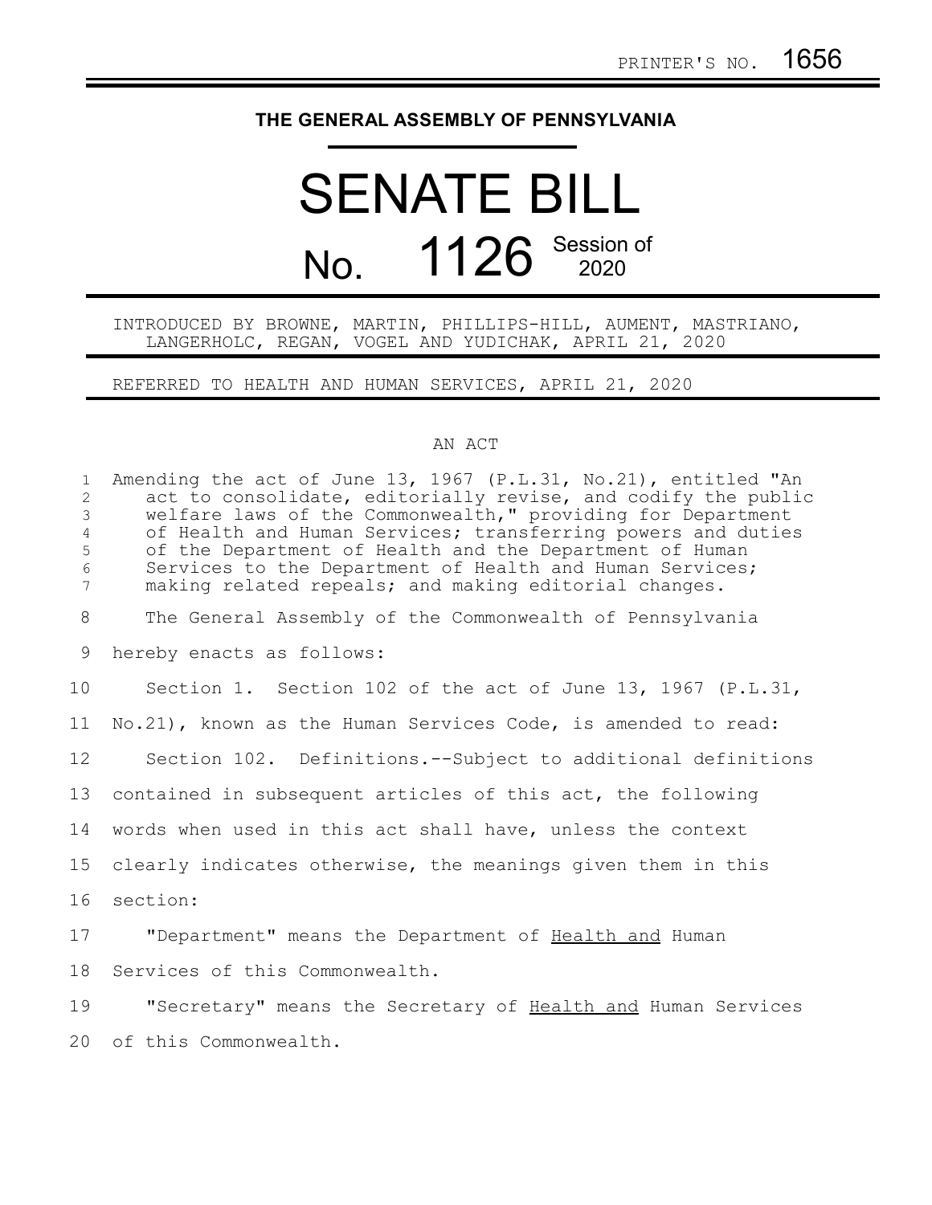PRINTER'S NO. 1656

# THE GENERAL ASSEMBLY OF PENNSYLVANIA

# SENATE BILL

## No. 1126 Session of 2020

INTRODUCED BY BROWNE, MARTIN, PHILLIPS-HILL, AUMENT, MASTRIANO, LANGERHOLC, REGAN, VOGEL AND YUDICHAK, APRIL 21, 2020

REFERRED TO HEALTH AND HUMAN SERVICES, APRIL 21, 2020

AN ACT

Amending the act of June 13, 1967 (P.L.31, No.21), entitled "An act to consolidate, editorially revise, and codify the public welfare laws of the Commonwealth," providing for Department of Health and Human Services; transferring powers and duties of the Department of Health and the Department of Human Services to the Department of Health and Human Services; making related repeals; and making editorial changes.

The General Assembly of the Commonwealth of Pennsylvania hereby enacts as follows:

Section 1. Section 102 of the act of June 13, 1967 (P.L.31, No.21), known as the Human Services Code, is amended to read:

Section 102. Definitions.--Subject to additional definitions contained in subsequent articles of this act, the following words when used in this act shall have, unless the context clearly indicates otherwise, the meanings given them in this section:

"Department" means the Department of <u>Health and</u> Human Services of this Commonwealth.

"Secretary" means the Secretary of <u>Health and</u> Human Services of this Commonwealth.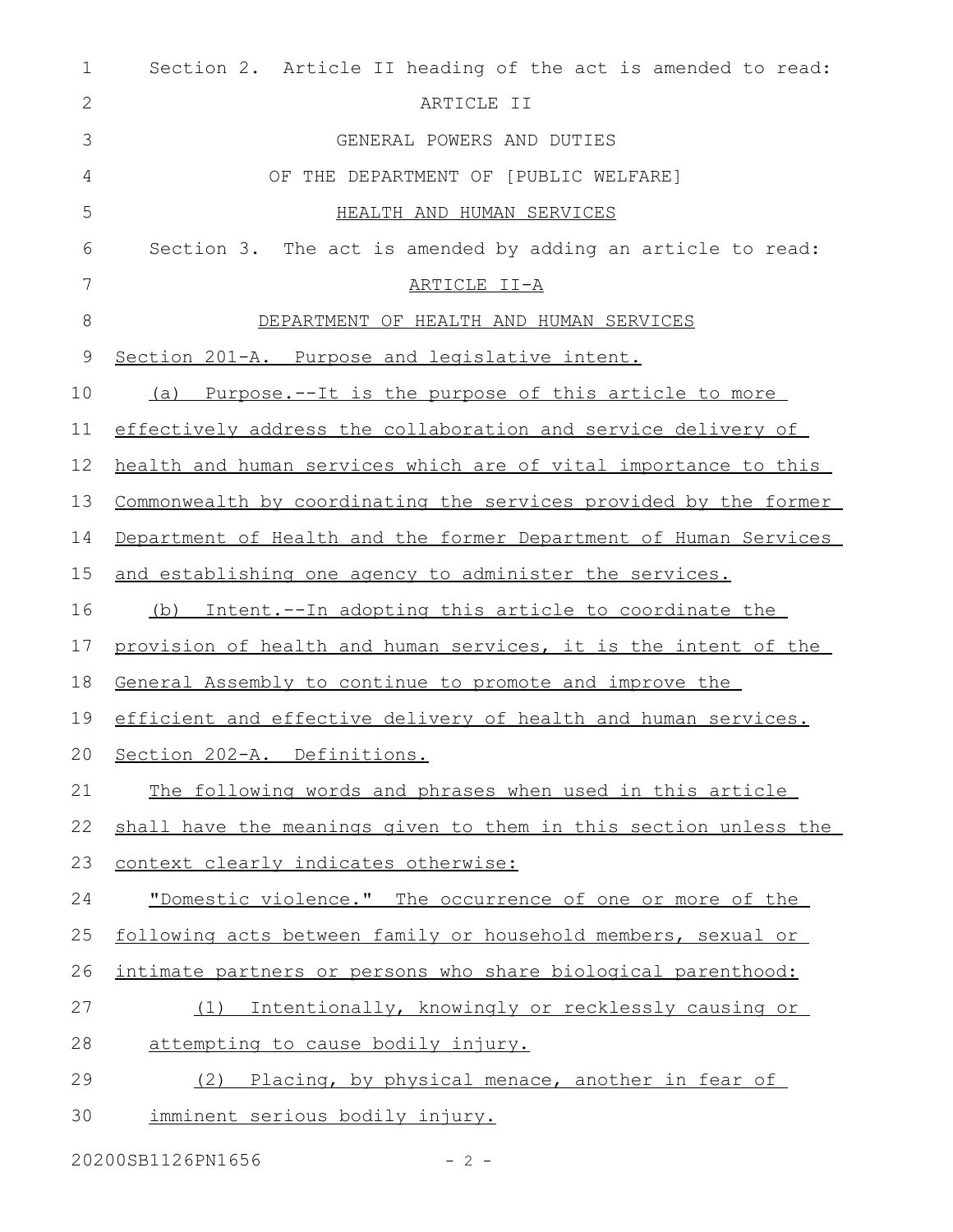Section 2. Article II heading of the act is amended to read:

ARTICLE II

GENERAL POWERS AND DUTIES

OF THE DEPARTMENT OF [PUBLIC WELFARE]

HEALTH AND HUMAN SERVICES

Section 3. The act is amended by adding an article to read:

ARTICLE II-A

DEPARTMENT OF HEALTH AND HUMAN SERVICES

Section 201-A. Purpose and legislative intent.

(a) Purpose.--It is the purpose of this article to more effectively address the collaboration and service delivery of health and human services which are of vital importance to this Commonwealth by coordinating the services provided by the former Department of Health and the former Department of Human Services and establishing one agency to administer the services.

(b) Intent.--In adopting this article to coordinate the provision of health and human services, it is the intent of the General Assembly to continue to promote and improve the efficient and effective delivery of health and human services.

Section 202-A. Definitions.

The following words and phrases when used in this article shall have the meanings given to them in this section unless the context clearly indicates otherwise:

"Domestic violence." The occurrence of one or more of the following acts between family or household members, sexual or intimate partners or persons who share biological parenthood:

(1) Intentionally, knowingly or recklessly causing or attempting to cause bodily injury.

(2) Placing, by physical menace, another in fear of imminent serious bodily injury.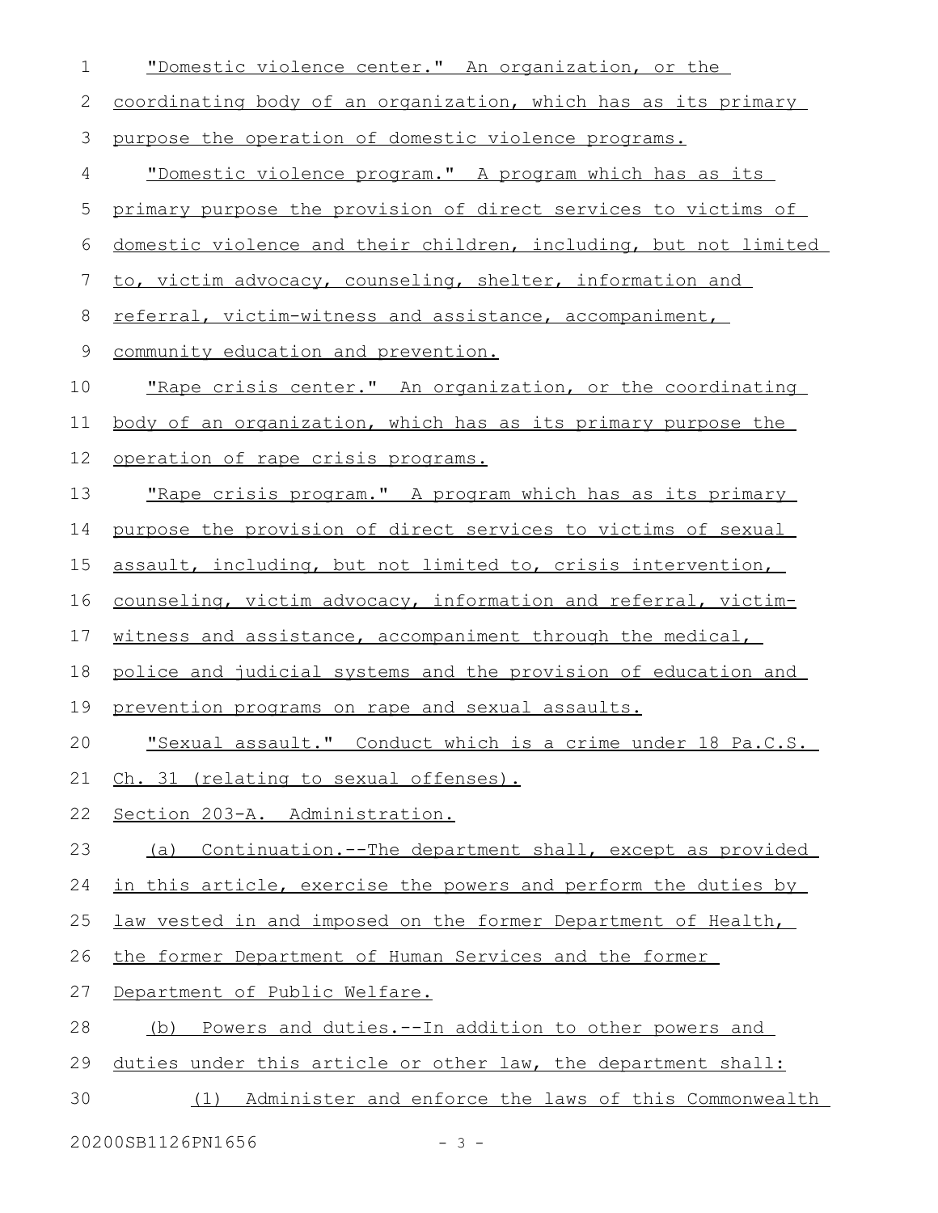"Domestic violence center." An organization, or the coordinating body of an organization, which has as its primary purpose the operation of domestic violence programs.

"Domestic violence program." A program which has as its primary purpose the provision of direct services to victims of domestic violence and their children, including, but not limited to, victim advocacy, counseling, shelter, information and referral, victim-witness and assistance, accompaniment, community education and prevention.

"Rape crisis center." An organization, or the coordinating body of an organization, which has as its primary purpose the operation of rape crisis programs.

"Rape crisis program." A program which has as its primary purpose the provision of direct services to victims of sexual assault, including, but not limited to, crisis intervention, counseling, victim advocacy, information and referral, victim-witness and assistance, accompaniment through the medical, police and judicial systems and the provision of education and prevention programs on rape and sexual assaults.

"Sexual assault." Conduct which is a crime under 18 Pa.C.S. Ch. 31 (relating to sexual offenses).

Section 203-A. Administration.

(a) Continuation.--The department shall, except as provided in this article, exercise the powers and perform the duties by law vested in and imposed on the former Department of Health, the former Department of Human Services and the former Department of Public Welfare.

(b) Powers and duties.--In addition to other powers and duties under this article or other law, the department shall:

(1) Administer and enforce the laws of this Commonwealth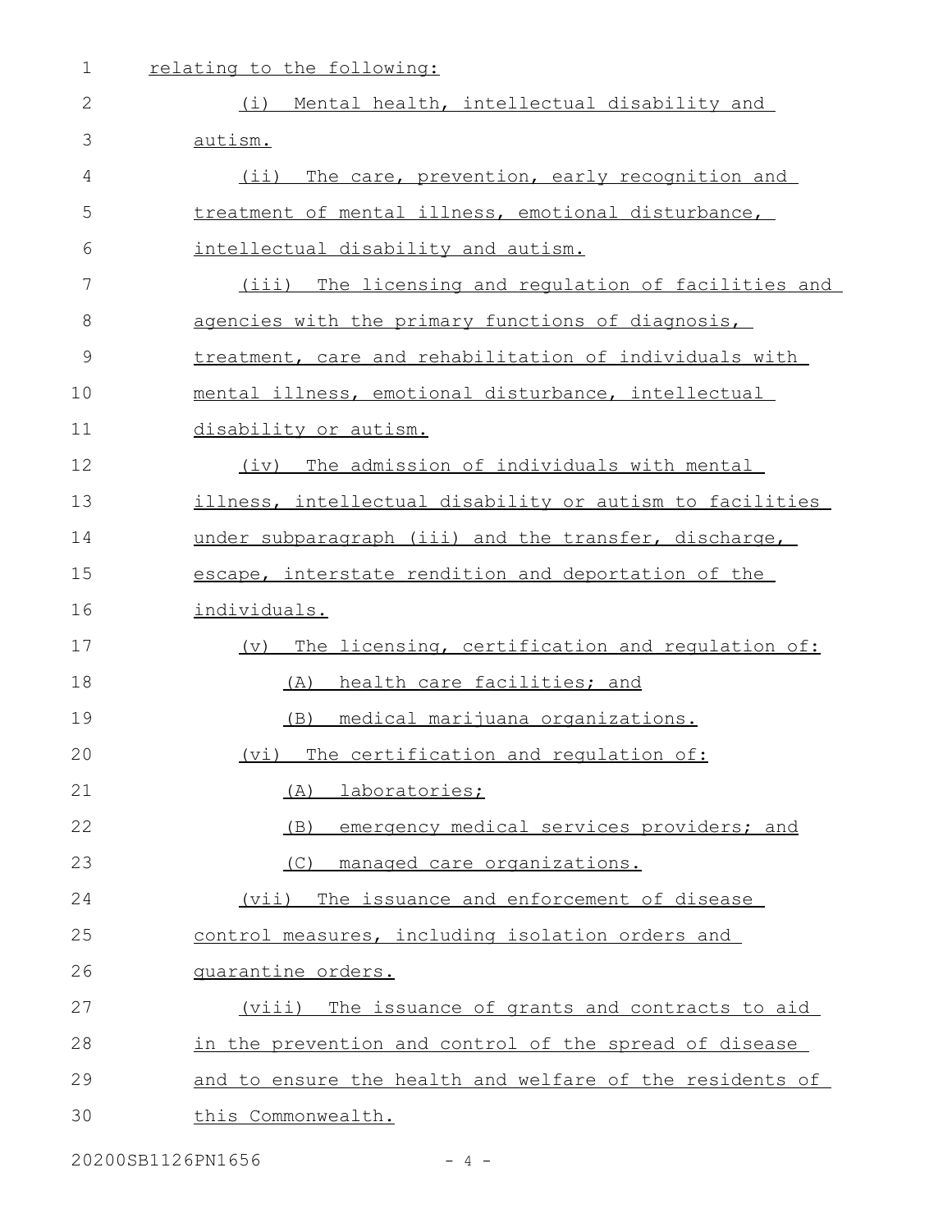relating to the following:

(i) Mental health, intellectual disability and autism.

(ii) The care, prevention, early recognition and treatment of mental illness, emotional disturbance, intellectual disability and autism.

(iii) The licensing and regulation of facilities and agencies with the primary functions of diagnosis, treatment, care and rehabilitation of individuals with mental illness, emotional disturbance, intellectual disability or autism.

(iv) The admission of individuals with mental illness, intellectual disability or autism to facilities under subparagraph (iii) and the transfer, discharge, escape, interstate rendition and deportation of the individuals.

(v) The licensing, certification and regulation of:

(A) health care facilities; and

(B) medical marijuana organizations.

(vi) The certification and regulation of:

(A) laboratories;

(B) emergency medical services providers; and

(C) managed care organizations.

(vii) The issuance and enforcement of disease control measures, including isolation orders and quarantine orders.

(viii) The issuance of grants and contracts to aid in the prevention and control of the spread of disease and to ensure the health and welfare of the residents of this Commonwealth.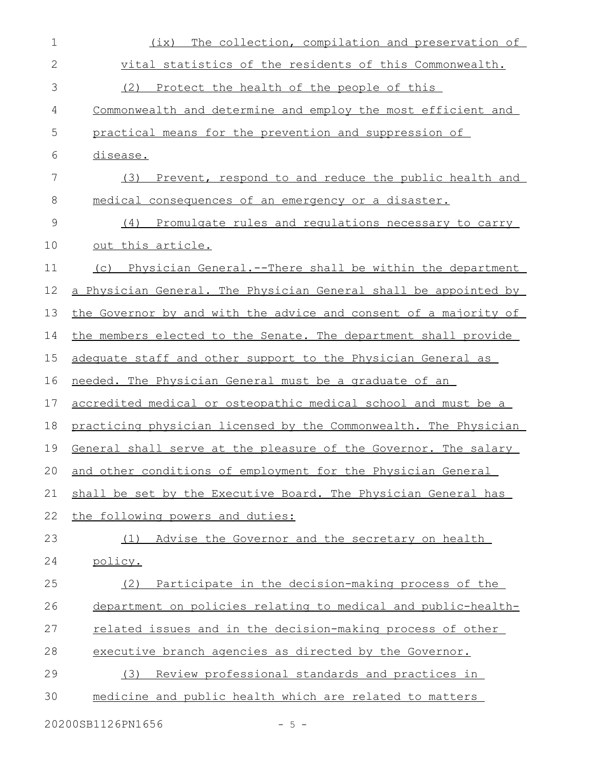(ix) The collection, compilation and preservation of vital statistics of the residents of this Commonwealth.

(2) Protect the health of the people of this Commonwealth and determine and employ the most efficient and practical means for the prevention and suppression of disease.

(3) Prevent, respond to and reduce the public health and medical consequences of an emergency or a disaster.

(4) Promulgate rules and regulations necessary to carry out this article.

(c) Physician General.--There shall be within the department a Physician General. The Physician General shall be appointed by the Governor by and with the advice and consent of a majority of the members elected to the Senate. The department shall provide adequate staff and other support to the Physician General as needed. The Physician General must be a graduate of an accredited medical or osteopathic medical school and must be a practicing physician licensed by the Commonwealth. The Physician General shall serve at the pleasure of the Governor. The salary and other conditions of employment for the Physician General shall be set by the Executive Board. The Physician General has the following powers and duties:

(1) Advise the Governor and the secretary on health policy.

(2) Participate in the decision-making process of the department on policies relating to medical and public-health-related issues and in the decision-making process of other executive branch agencies as directed by the Governor.

(3) Review professional standards and practices in medicine and public health which are related to matters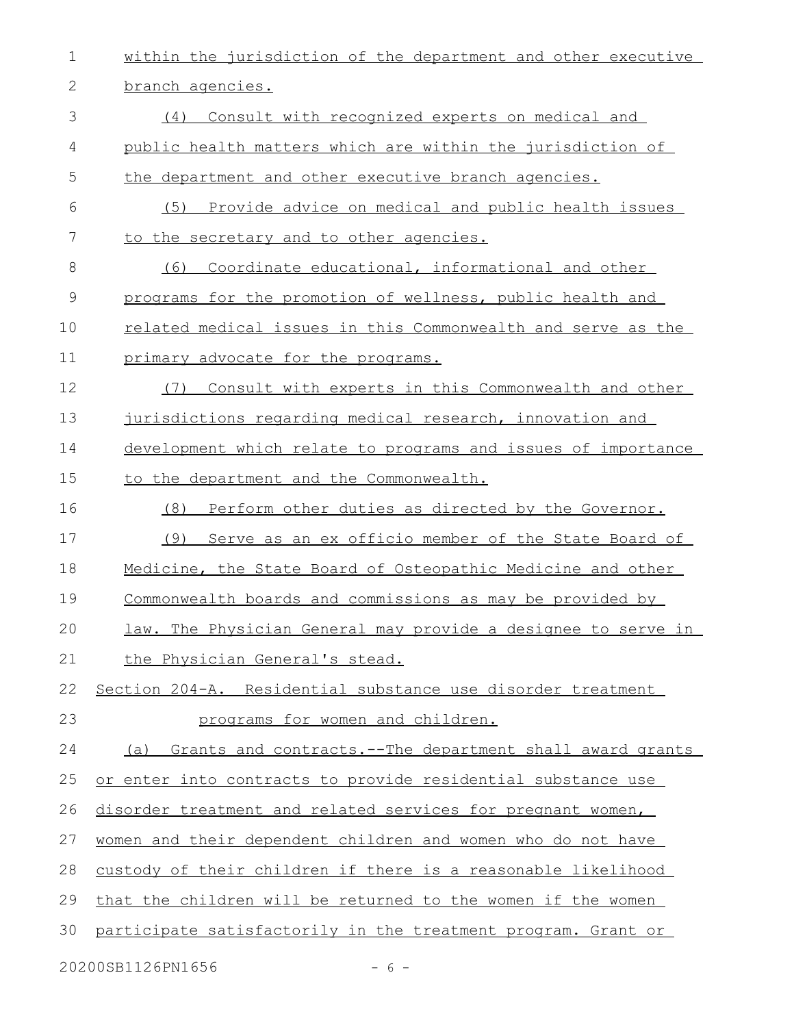within the jurisdiction of the department and other executive branch agencies.

(4) Consult with recognized experts on medical and public health matters which are within the jurisdiction of the department and other executive branch agencies.

(5) Provide advice on medical and public health issues to the secretary and to other agencies.

(6) Coordinate educational, informational and other programs for the promotion of wellness, public health and related medical issues in this Commonwealth and serve as the primary advocate for the programs.

(7) Consult with experts in this Commonwealth and other jurisdictions regarding medical research, innovation and development which relate to programs and issues of importance to the department and the Commonwealth.

(8) Perform other duties as directed by the Governor.

(9) Serve as an ex officio member of the State Board of Medicine, the State Board of Osteopathic Medicine and other Commonwealth boards and commissions as may be provided by law. The Physician General may provide a designee to serve in the Physician General's stead.

Section 204-A. Residential substance use disorder treatment programs for women and children.

(a) Grants and contracts.--The department shall award grants or enter into contracts to provide residential substance use disorder treatment and related services for pregnant women, women and their dependent children and women who do not have custody of their children if there is a reasonable likelihood that the children will be returned to the women if the women participate satisfactorily in the treatment program. Grant or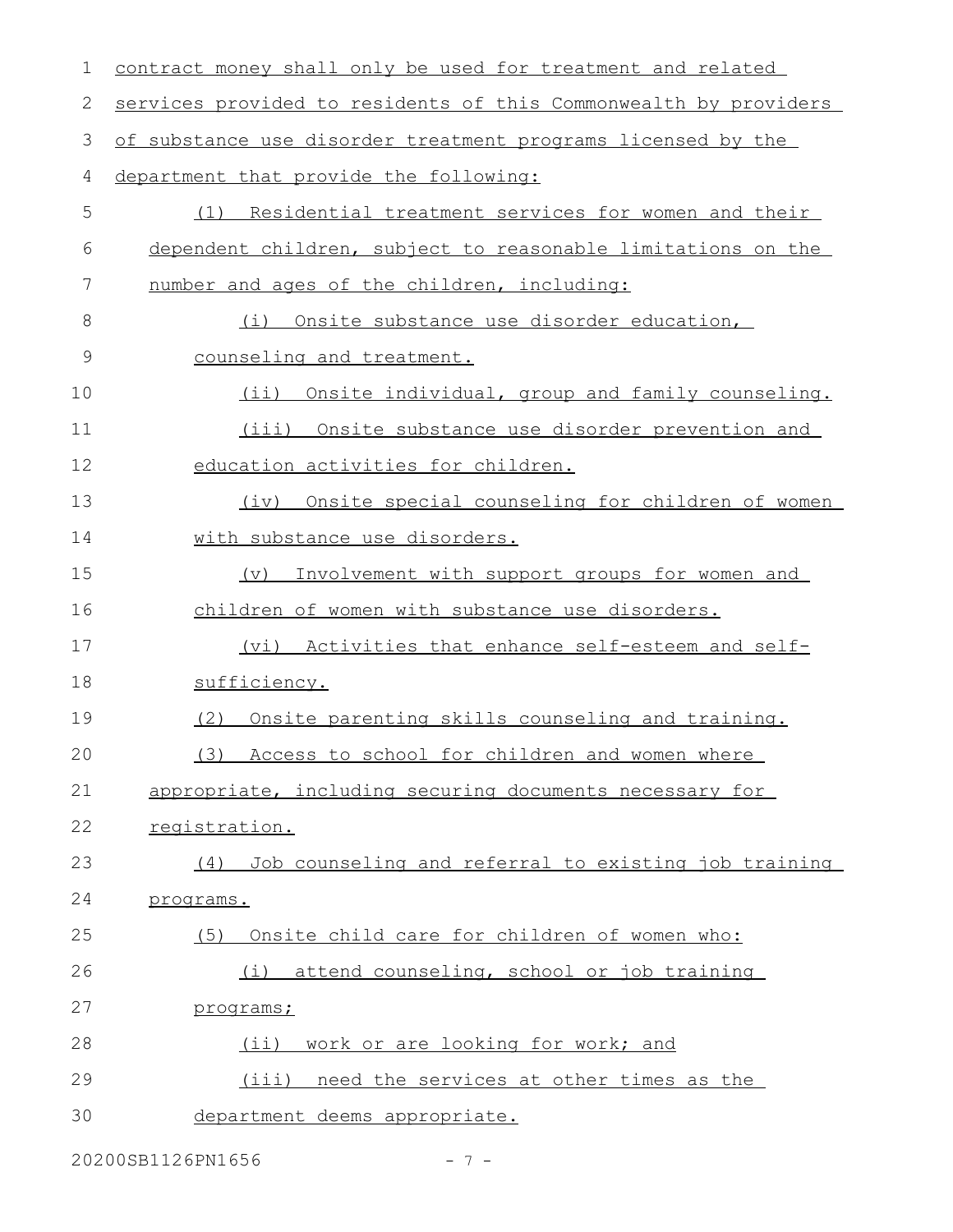contract money shall only be used for treatment and related services provided to residents of this Commonwealth by providers of substance use disorder treatment programs licensed by the department that provide the following:

(1) Residential treatment services for women and their dependent children, subject to reasonable limitations on the number and ages of the children, including:

(i) Onsite substance use disorder education, counseling and treatment.

(ii) Onsite individual, group and family counseling.

(iii) Onsite substance use disorder prevention and education activities for children.

(iv) Onsite special counseling for children of women with substance use disorders.

(v) Involvement with support groups for women and children of women with substance use disorders.

(vi) Activities that enhance self-esteem and self-sufficiency.

(2) Onsite parenting skills counseling and training.

(3) Access to school for children and women where appropriate, including securing documents necessary for registration.

(4) Job counseling and referral to existing job training programs.

(5) Onsite child care for children of women who:

(i) attend counseling, school or job training programs;

(ii) work or are looking for work; and

(iii) need the services at other times as the department deems appropriate.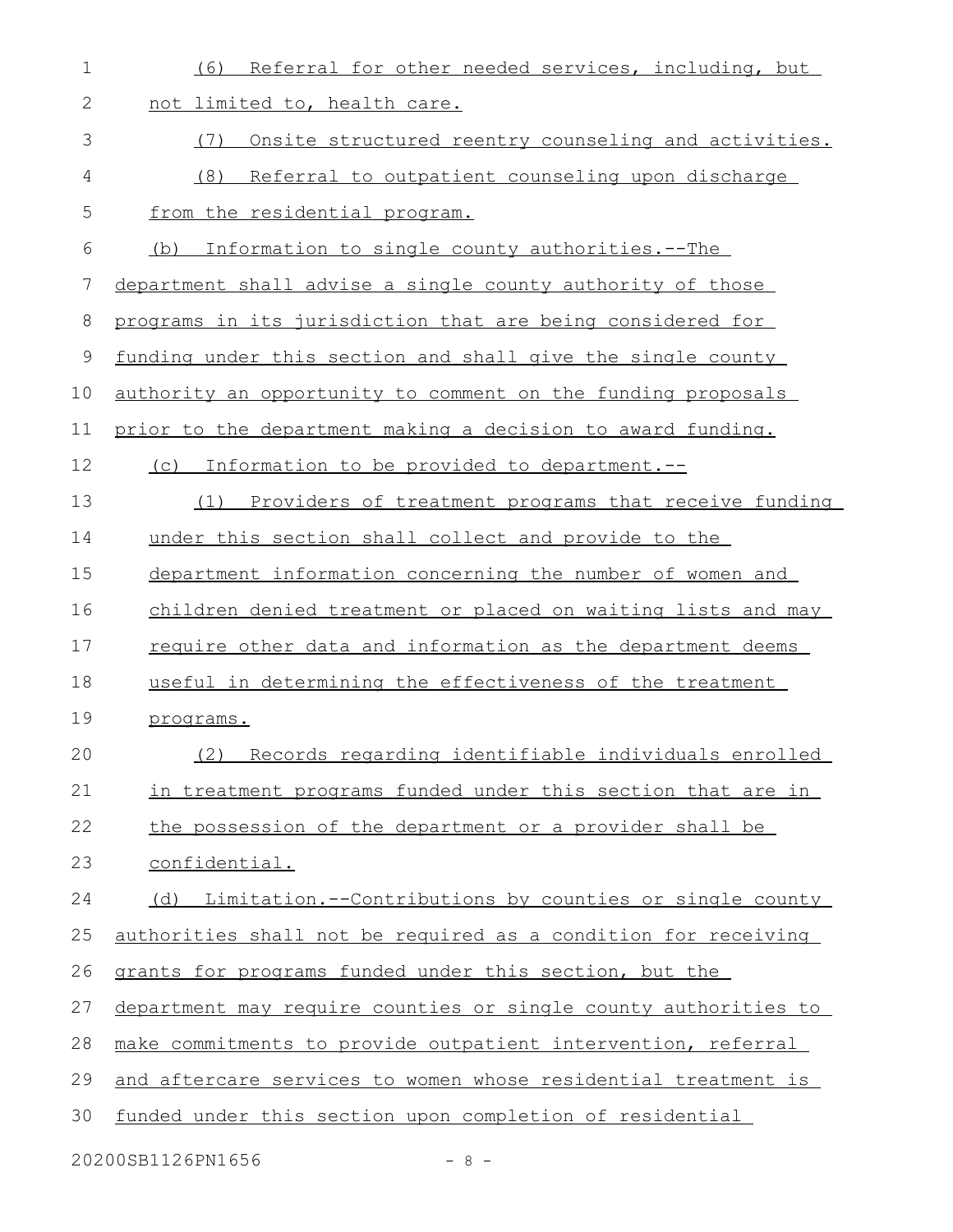(6) Referral for other needed services, including, but not limited to, health care.

(7) Onsite structured reentry counseling and activities.

(8) Referral to outpatient counseling upon discharge from the residential program.

(b) Information to single county authorities.--The department shall advise a single county authority of those programs in its jurisdiction that are being considered for funding under this section and shall give the single county authority an opportunity to comment on the funding proposals prior to the department making a decision to award funding.

(c) Information to be provided to department.--

(1) Providers of treatment programs that receive funding under this section shall collect and provide to the department information concerning the number of women and children denied treatment or placed on waiting lists and may require other data and information as the department deems useful in determining the effectiveness of the treatment programs.

(2) Records regarding identifiable individuals enrolled in treatment programs funded under this section that are in the possession of the department or a provider shall be confidential.

(d) Limitation.--Contributions by counties or single county authorities shall not be required as a condition for receiving grants for programs funded under this section, but the department may require counties or single county authorities to make commitments to provide outpatient intervention, referral and aftercare services to women whose residential treatment is funded under this section upon completion of residential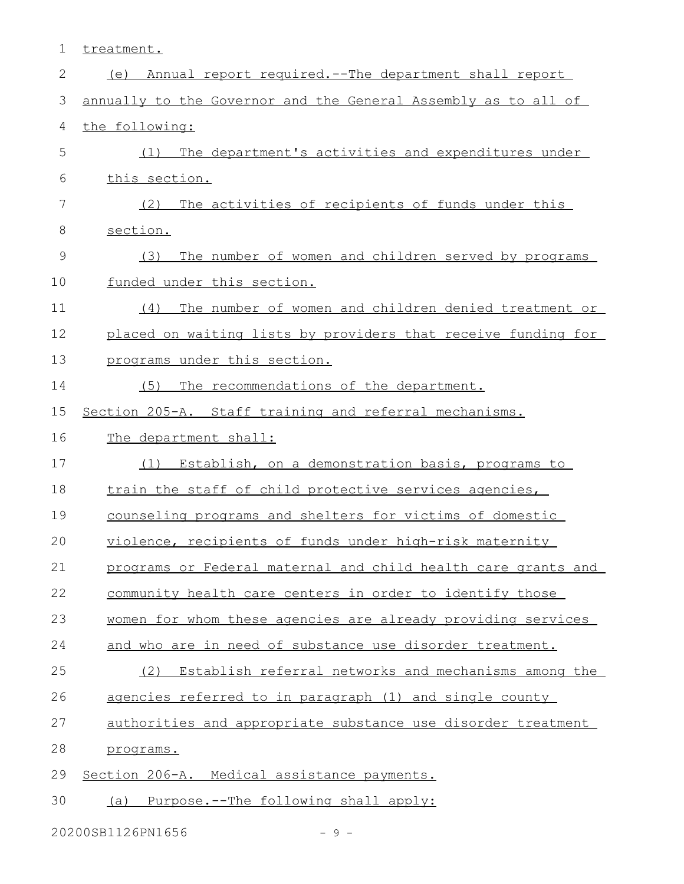treatment.

(e) Annual report required.--The department shall report annually to the Governor and the General Assembly as to all of the following:

(1) The department's activities and expenditures under this section.

(2) The activities of recipients of funds under this section.

(3) The number of women and children served by programs funded under this section.

(4) The number of women and children denied treatment or placed on waiting lists by providers that receive funding for programs under this section.

(5) The recommendations of the department.

Section 205-A. Staff training and referral mechanisms.

The department shall:

(1) Establish, on a demonstration basis, programs to train the staff of child protective services agencies, counseling programs and shelters for victims of domestic violence, recipients of funds under high-risk maternity programs or Federal maternal and child health care grants and community health care centers in order to identify those women for whom these agencies are already providing services and who are in need of substance use disorder treatment.

(2) Establish referral networks and mechanisms among the agencies referred to in paragraph (1) and single county authorities and appropriate substance use disorder treatment programs.

Section 206-A. Medical assistance payments.

(a) Purpose.--The following shall apply: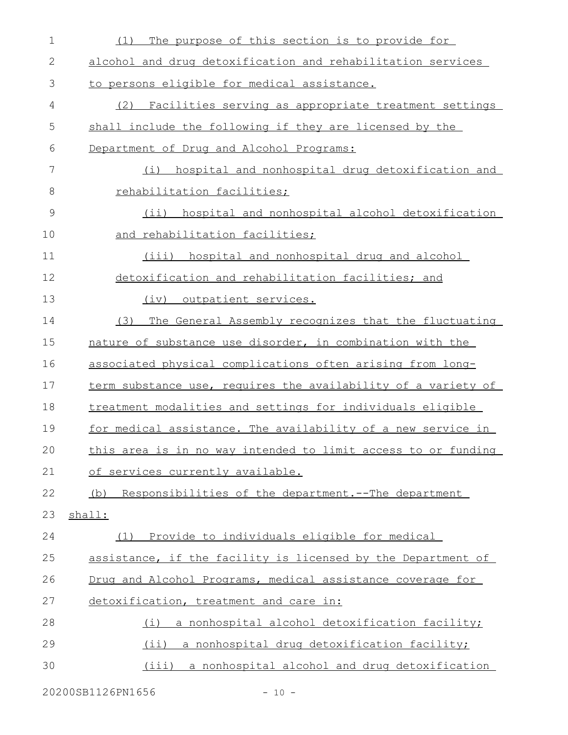(1) The purpose of this section is to provide for alcohol and drug detoxification and rehabilitation services to persons eligible for medical assistance.

(2) Facilities serving as appropriate treatment settings shall include the following if they are licensed by the Department of Drug and Alcohol Programs:

(i) hospital and nonhospital drug detoxification and rehabilitation facilities;

(ii) hospital and nonhospital alcohol detoxification and rehabilitation facilities;

(iii) hospital and nonhospital drug and alcohol detoxification and rehabilitation facilities; and

(iv) outpatient services.

(3) The General Assembly recognizes that the fluctuating nature of substance use disorder, in combination with the associated physical complications often arising from long-term substance use, requires the availability of a variety of treatment modalities and settings for individuals eligible for medical assistance. The availability of a new service in this area is in no way intended to limit access to or funding of services currently available.

(b) Responsibilities of the department.--The department shall:

(1) Provide to individuals eligible for medical assistance, if the facility is licensed by the Department of Drug and Alcohol Programs, medical assistance coverage for detoxification, treatment and care in:

(i) a nonhospital alcohol detoxification facility;

(ii) a nonhospital drug detoxification facility;

(iii) a nonhospital alcohol and drug detoxification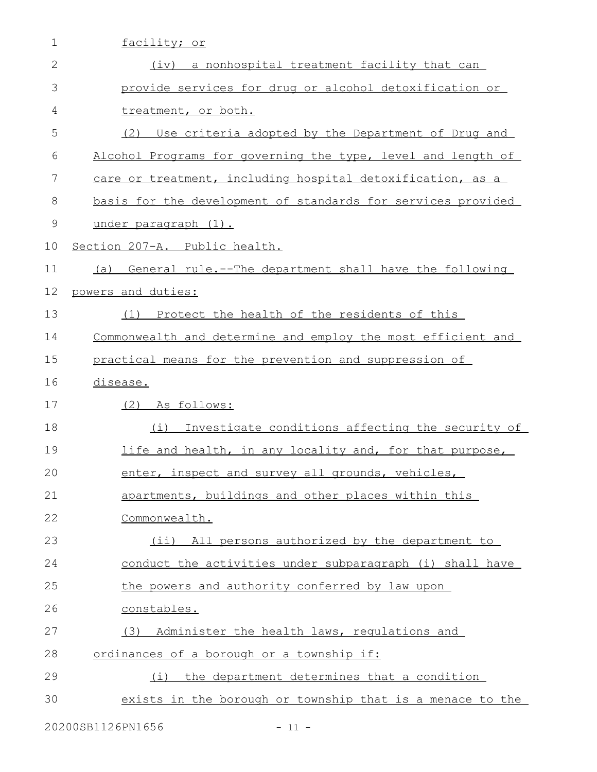facility; or

(iv) a nonhospital treatment facility that can provide services for drug or alcohol detoxification or treatment, or both.

(2) Use criteria adopted by the Department of Drug and Alcohol Programs for governing the type, level and length of care or treatment, including hospital detoxification, as a basis for the development of standards for services provided under paragraph (1).

Section 207-A. Public health.

(a) General rule.--The department shall have the following powers and duties:

(1) Protect the health of the residents of this Commonwealth and determine and employ the most efficient and practical means for the prevention and suppression of disease.

(2) As follows:

(i) Investigate conditions affecting the security of life and health, in any locality and, for that purpose, enter, inspect and survey all grounds, vehicles, apartments, buildings and other places within this Commonwealth.

(ii) All persons authorized by the department to conduct the activities under subparagraph (i) shall have the powers and authority conferred by law upon constables.

(3) Administer the health laws, regulations and ordinances of a borough or a township if:

(i) the department determines that a condition exists in the borough or township that is a menace to the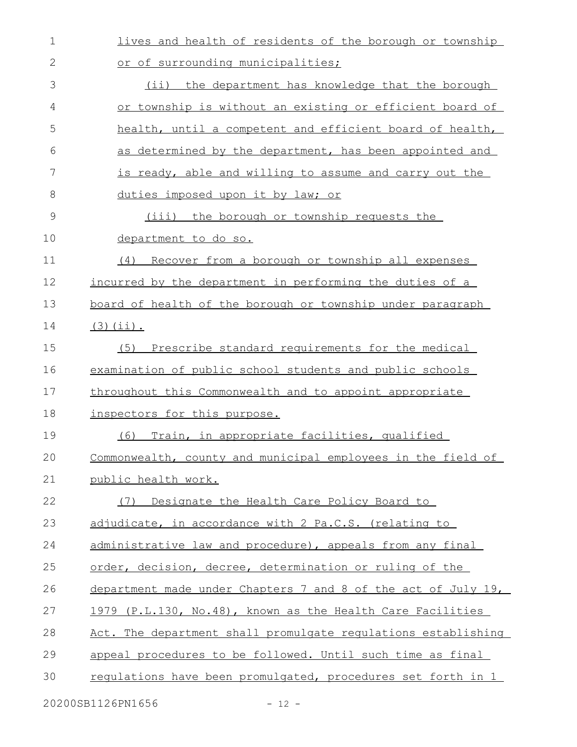lives and health of residents of the borough or township or of surrounding municipalities;

(ii) the department has knowledge that the borough or township is without an existing or efficient board of health, until a competent and efficient board of health, as determined by the department, has been appointed and is ready, able and willing to assume and carry out the duties imposed upon it by law; or

(iii) the borough or township requests the department to do so.

(4) Recover from a borough or township all expenses incurred by the department in performing the duties of a board of health of the borough or township under paragraph (3)(ii).

(5) Prescribe standard requirements for the medical examination of public school students and public schools throughout this Commonwealth and to appoint appropriate inspectors for this purpose.

(6) Train, in appropriate facilities, qualified Commonwealth, county and municipal employees in the field of public health work.

(7) Designate the Health Care Policy Board to adjudicate, in accordance with 2 Pa.C.S. (relating to administrative law and procedure), appeals from any final order, decision, decree, determination or ruling of the department made under Chapters 7 and 8 of the act of July 19, 1979 (P.L.130, No.48), known as the Health Care Facilities Act. The department shall promulgate regulations establishing appeal procedures to be followed. Until such time as final regulations have been promulgated, procedures set forth in 1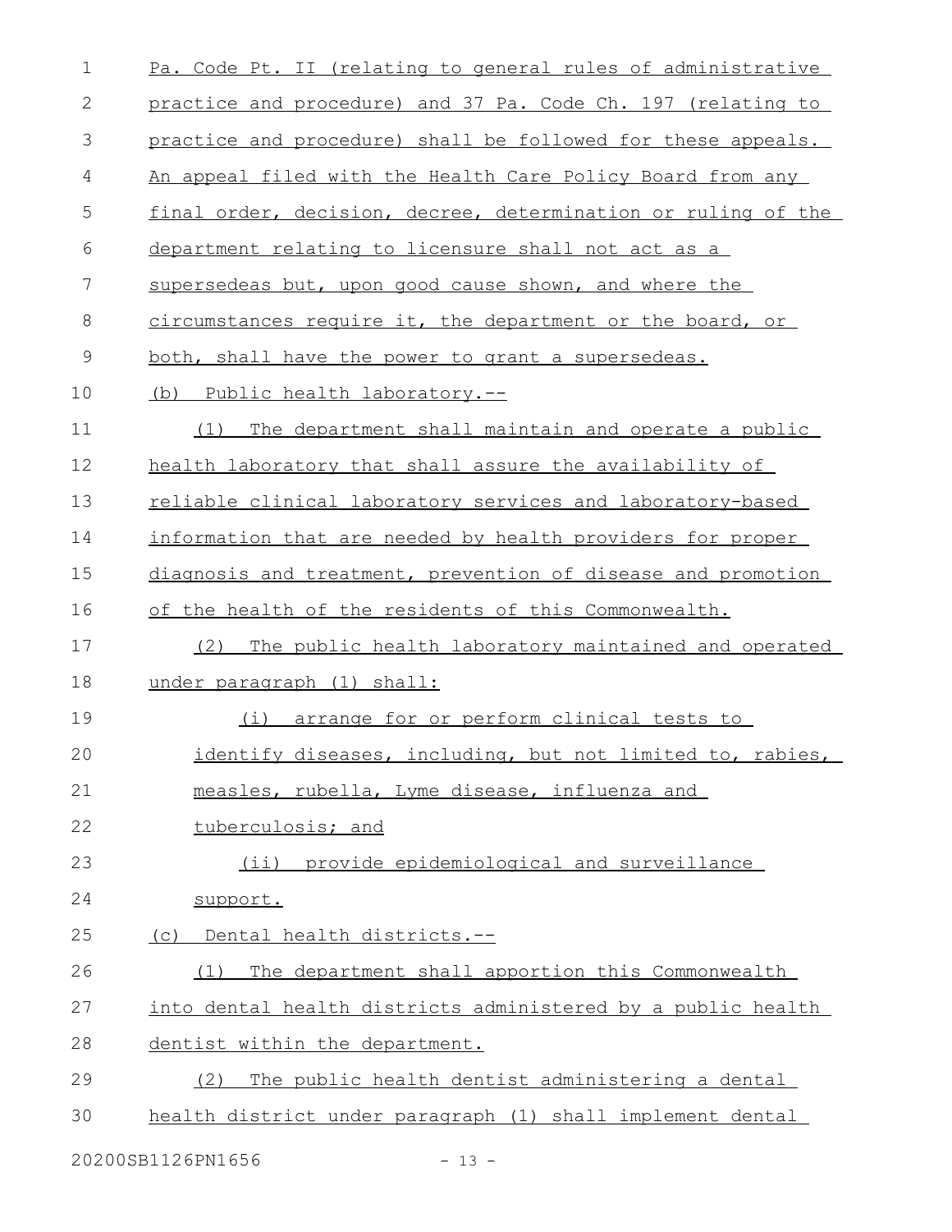Pa. Code Pt. II (relating to general rules of administrative practice and procedure) and 37 Pa. Code Ch. 197 (relating to practice and procedure) shall be followed for these appeals. An appeal filed with the Health Care Policy Board from any final order, decision, decree, determination or ruling of the department relating to licensure shall not act as a supersedeas but, upon good cause shown, and where the circumstances require it, the department or the board, or both, shall have the power to grant a supersedeas.

(b) Public health laboratory.--

(1) The department shall maintain and operate a public health laboratory that shall assure the availability of reliable clinical laboratory services and laboratory-based information that are needed by health providers for proper diagnosis and treatment, prevention of disease and promotion of the health of the residents of this Commonwealth.

(2) The public health laboratory maintained and operated under paragraph (1) shall:

(i) arrange for or perform clinical tests to identify diseases, including, but not limited to, rabies, measles, rubella, Lyme disease, influenza and tuberculosis; and

(ii) provide epidemiological and surveillance support.

(c) Dental health districts.--

(1) The department shall apportion this Commonwealth into dental health districts administered by a public health dentist within the department.

(2) The public health dentist administering a dental health district under paragraph (1) shall implement dental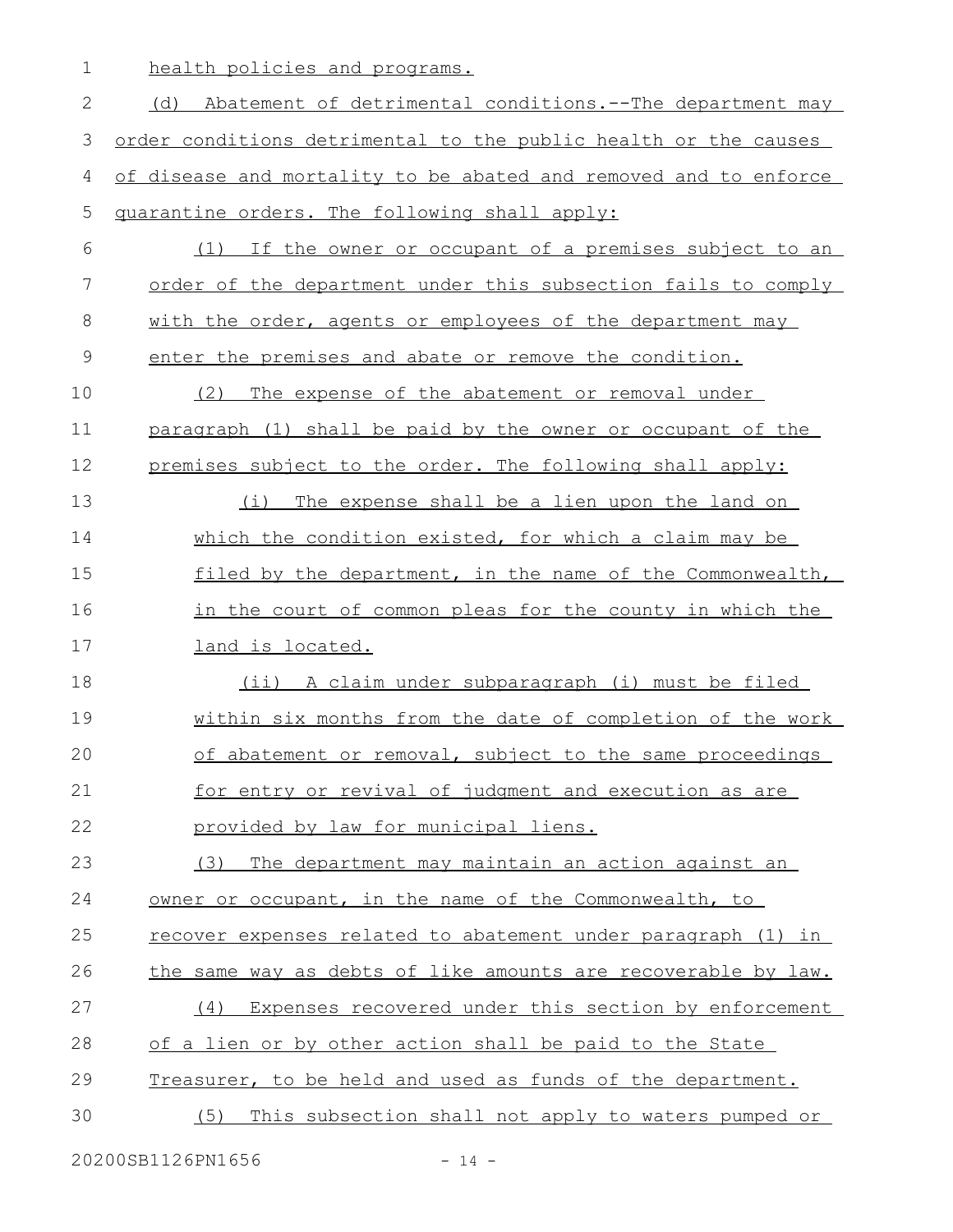health policies and programs.

(d) Abatement of detrimental conditions.--The department may order conditions detrimental to the public health or the causes of disease and mortality to be abated and removed and to enforce quarantine orders. The following shall apply:

(1) If the owner or occupant of a premises subject to an order of the department under this subsection fails to comply with the order, agents or employees of the department may enter the premises and abate or remove the condition.

(2) The expense of the abatement or removal under paragraph (1) shall be paid by the owner or occupant of the premises subject to the order. The following shall apply:

(i) The expense shall be a lien upon the land on which the condition existed, for which a claim may be filed by the department, in the name of the Commonwealth, in the court of common pleas for the county in which the land is located.

(ii) A claim under subparagraph (i) must be filed within six months from the date of completion of the work of abatement or removal, subject to the same proceedings for entry or revival of judgment and execution as are provided by law for municipal liens.

(3) The department may maintain an action against an owner or occupant, in the name of the Commonwealth, to recover expenses related to abatement under paragraph (1) in the same way as debts of like amounts are recoverable by law.

(4) Expenses recovered under this section by enforcement of a lien or by other action shall be paid to the State Treasurer, to be held and used as funds of the department.

(5) This subsection shall not apply to waters pumped or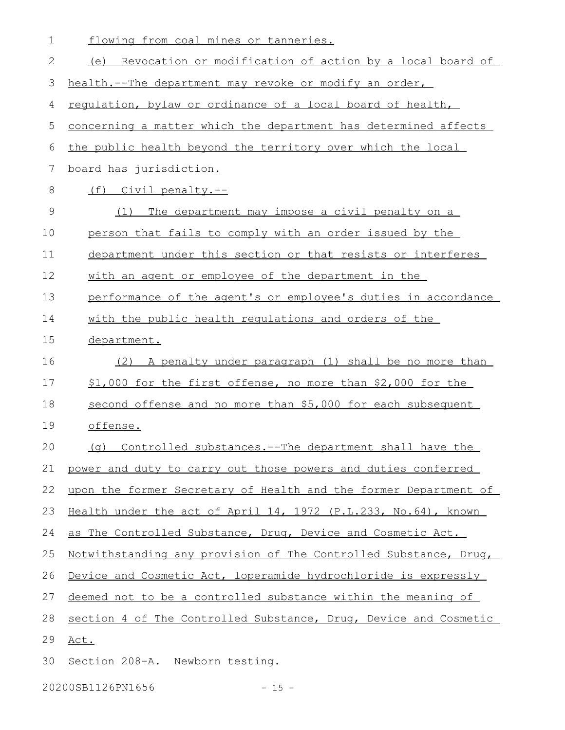flowing from coal mines or tanneries.

(e) Revocation or modification of action by a local board of health.--The department may revoke or modify an order, regulation, bylaw or ordinance of a local board of health, concerning a matter which the department has determined affects the public health beyond the territory over which the local board has jurisdiction.

(f) Civil penalty.--

(1) The department may impose a civil penalty on a person that fails to comply with an order issued by the department under this section or that resists or interferes with an agent or employee of the department in the performance of the agent's or employee's duties in accordance with the public health regulations and orders of the department.

(2) A penalty under paragraph (1) shall be no more than $1,000 for the first offense, no more than $2,000 for the second offense and no more than $5,000 for each subsequent offense.

(g) Controlled substances.--The department shall have the power and duty to carry out those powers and duties conferred upon the former Secretary of Health and the former Department of Health under the act of April 14, 1972 (P.L.233, No.64), known as The Controlled Substance, Drug, Device and Cosmetic Act. Notwithstanding any provision of The Controlled Substance, Drug, Device and Cosmetic Act, loperamide hydrochloride is expressly deemed not to be a controlled substance within the meaning of section 4 of The Controlled Substance, Drug, Device and Cosmetic Act.

Section 208-A. Newborn testing.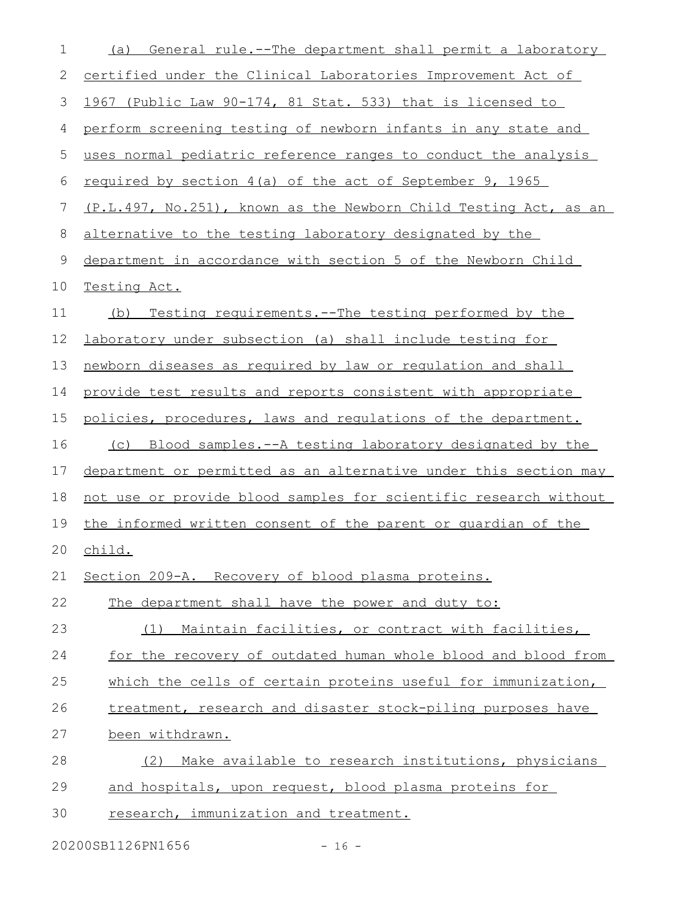(a) General rule.--The department shall permit a laboratory certified under the Clinical Laboratories Improvement Act of 1967 (Public Law 90-174, 81 Stat. 533) that is licensed to perform screening testing of newborn infants in any state and uses normal pediatric reference ranges to conduct the analysis required by section 4(a) of the act of September 9, 1965 (P.L.497, No.251), known as the Newborn Child Testing Act, as an alternative to the testing laboratory designated by the department in accordance with section 5 of the Newborn Child Testing Act.

(b) Testing requirements.--The testing performed by the laboratory under subsection (a) shall include testing for newborn diseases as required by law or regulation and shall provide test results and reports consistent with appropriate policies, procedures, laws and regulations of the department.

(c) Blood samples.--A testing laboratory designated by the department or permitted as an alternative under this section may not use or provide blood samples for scientific research without the informed written consent of the parent or guardian of the child.

Section 209-A. Recovery of blood plasma proteins.

The department shall have the power and duty to:

(1) Maintain facilities, or contract with facilities, for the recovery of outdated human whole blood and blood from which the cells of certain proteins useful for immunization, treatment, research and disaster stock-piling purposes have been withdrawn.

(2) Make available to research institutions, physicians and hospitals, upon request, blood plasma proteins for research, immunization and treatment.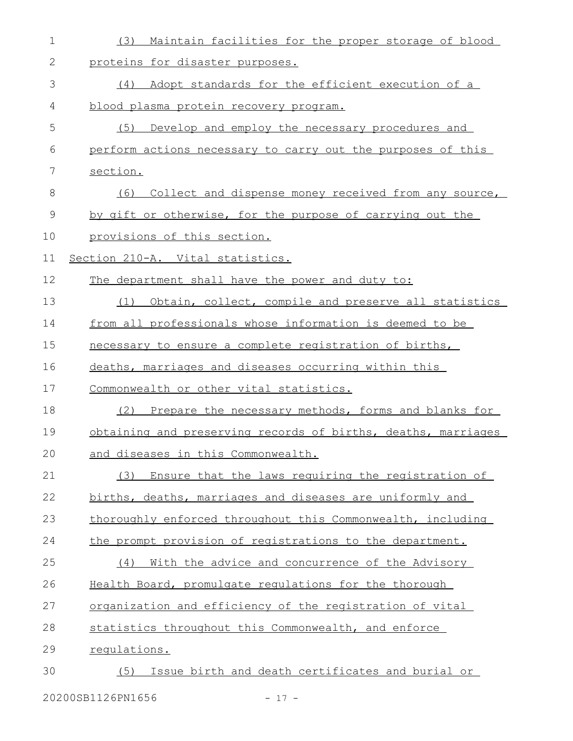(3) Maintain facilities for the proper storage of blood proteins for disaster purposes.

(4) Adopt standards for the efficient execution of a blood plasma protein recovery program.

(5) Develop and employ the necessary procedures and perform actions necessary to carry out the purposes of this section.

(6) Collect and dispense money received from any source, by gift or otherwise, for the purpose of carrying out the provisions of this section.

Section 210-A. Vital statistics.

The department shall have the power and duty to:

(1) Obtain, collect, compile and preserve all statistics from all professionals whose information is deemed to be necessary to ensure a complete registration of births, deaths, marriages and diseases occurring within this Commonwealth or other vital statistics.

(2) Prepare the necessary methods, forms and blanks for obtaining and preserving records of births, deaths, marriages and diseases in this Commonwealth.

(3) Ensure that the laws requiring the registration of births, deaths, marriages and diseases are uniformly and thoroughly enforced throughout this Commonwealth, including the prompt provision of registrations to the department.

(4) With the advice and concurrence of the Advisory Health Board, promulgate regulations for the thorough organization and efficiency of the registration of vital statistics throughout this Commonwealth, and enforce regulations.

(5) Issue birth and death certificates and burial or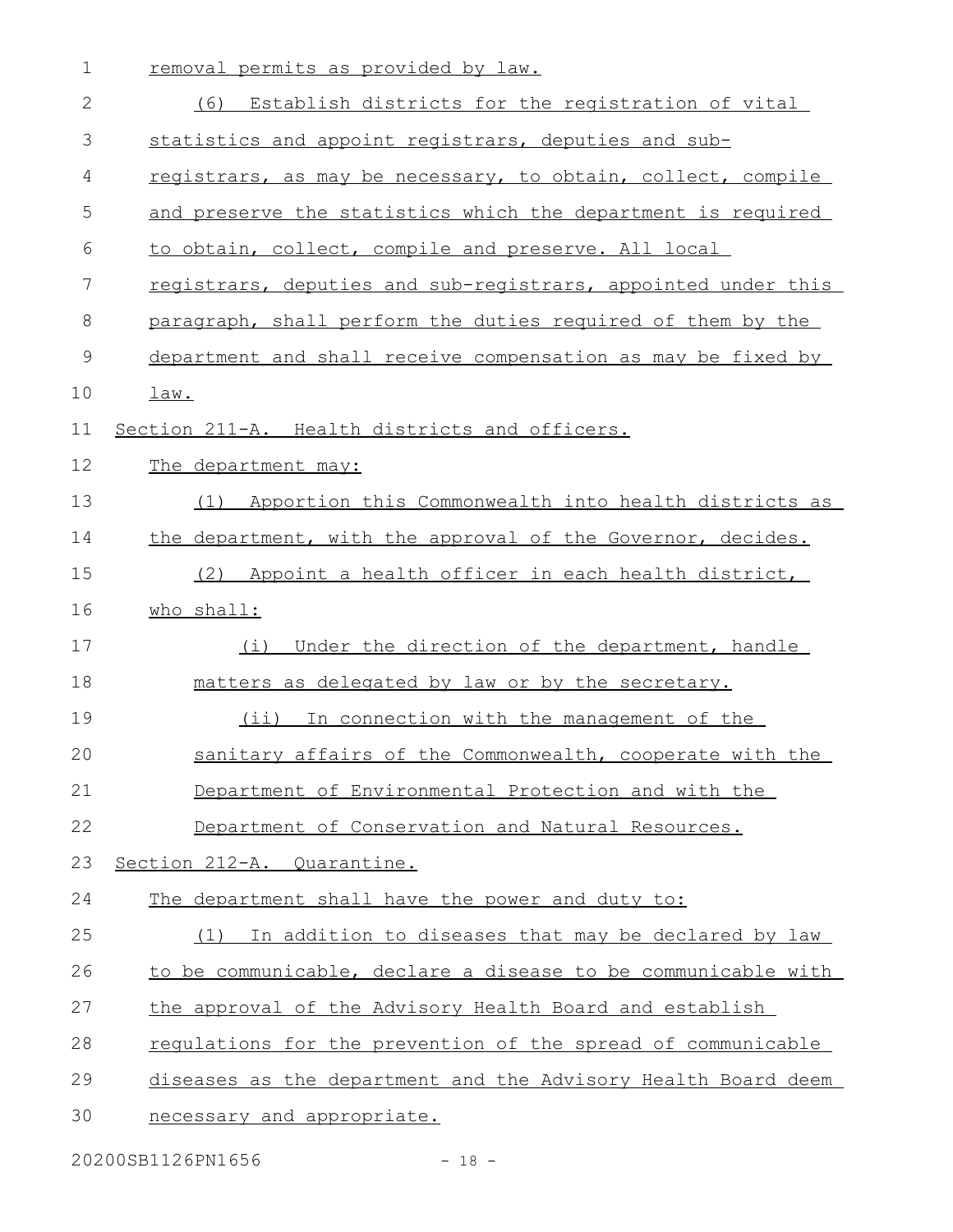removal permits as provided by law.

(6) Establish districts for the registration of vital statistics and appoint registrars, deputies and sub-registrars, as may be necessary, to obtain, collect, compile and preserve the statistics which the department is required to obtain, collect, compile and preserve. All local registrars, deputies and sub-registrars, appointed under this paragraph, shall perform the duties required of them by the department and shall receive compensation as may be fixed by law.

Section 211-A. Health districts and officers.

The department may:

(1) Apportion this Commonwealth into health districts as the department, with the approval of the Governor, decides.

(2) Appoint a health officer in each health district, who shall:

(i) Under the direction of the department, handle matters as delegated by law or by the secretary.

(ii) In connection with the management of the sanitary affairs of the Commonwealth, cooperate with the Department of Environmental Protection and with the Department of Conservation and Natural Resources.

Section 212-A. Quarantine.

The department shall have the power and duty to:

(1) In addition to diseases that may be declared by law to be communicable, declare a disease to be communicable with the approval of the Advisory Health Board and establish regulations for the prevention of the spread of communicable diseases as the department and the Advisory Health Board deem necessary and appropriate.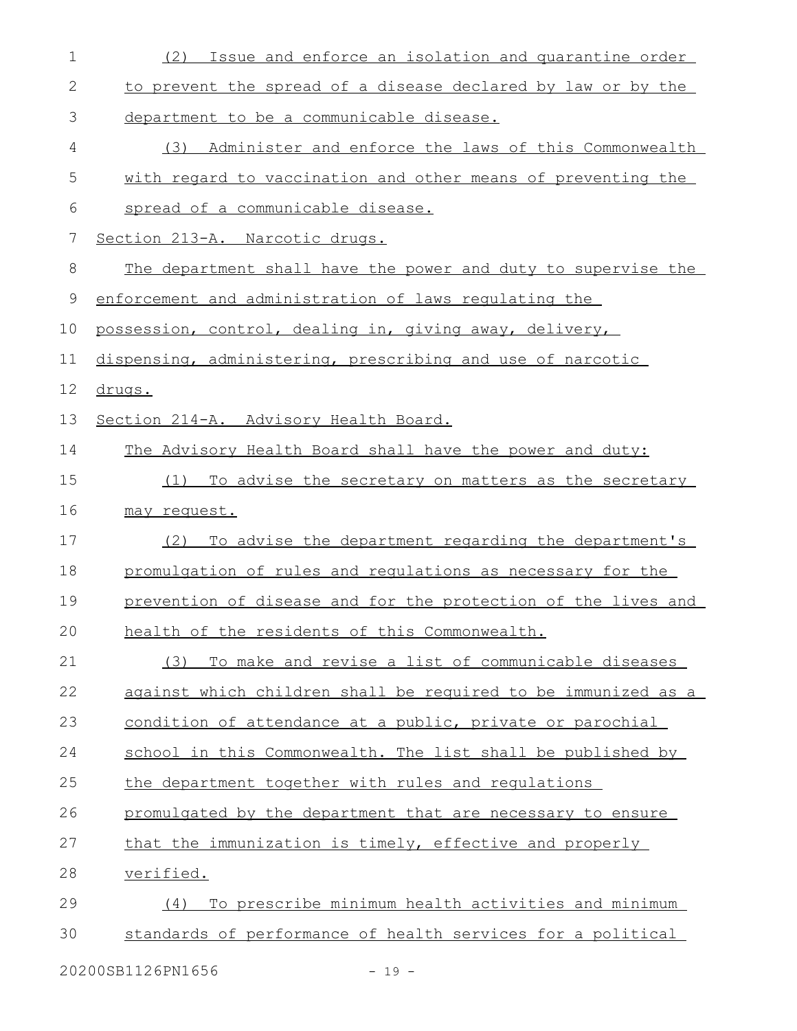(2) Issue and enforce an isolation and quarantine order to prevent the spread of a disease declared by law or by the department to be a communicable disease.

(3) Administer and enforce the laws of this Commonwealth with regard to vaccination and other means of preventing the spread of a communicable disease.

Section 213-A. Narcotic drugs.

The department shall have the power and duty to supervise the enforcement and administration of laws regulating the possession, control, dealing in, giving away, delivery, dispensing, administering, prescribing and use of narcotic drugs.

Section 214-A. Advisory Health Board.

The Advisory Health Board shall have the power and duty:

(1) To advise the secretary on matters as the secretary may request.

(2) To advise the department regarding the department's promulgation of rules and regulations as necessary for the prevention of disease and for the protection of the lives and health of the residents of this Commonwealth.

(3) To make and revise a list of communicable diseases against which children shall be required to be immunized as a condition of attendance at a public, private or parochial school in this Commonwealth. The list shall be published by the department together with rules and regulations promulgated by the department that are necessary to ensure that the immunization is timely, effective and properly verified.

(4) To prescribe minimum health activities and minimum standards of performance of health services for a political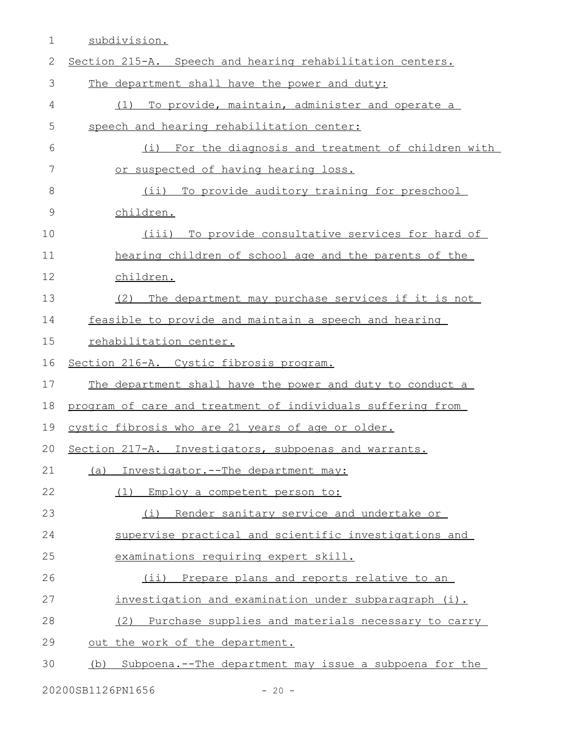subdivision.

Section 215-A. Speech and hearing rehabilitation centers.

The department shall have the power and duty:

(1) To provide, maintain, administer and operate a speech and hearing rehabilitation center:

(i) For the diagnosis and treatment of children with or suspected of having hearing loss.

(ii) To provide auditory training for preschool children.

(iii) To provide consultative services for hard of hearing children of school age and the parents of the children.

(2) The department may purchase services if it is not feasible to provide and maintain a speech and hearing rehabilitation center.

Section 216-A. Cystic fibrosis program.

The department shall have the power and duty to conduct a program of care and treatment of individuals suffering from cystic fibrosis who are 21 years of age or older.

Section 217-A. Investigators, subpoenas and warrants.

(a) Investigator.--The department may:

(1) Employ a competent person to:

(i) Render sanitary service and undertake or supervise practical and scientific investigations and examinations requiring expert skill.

(ii) Prepare plans and reports relative to an investigation and examination under subparagraph (i).

(2) Purchase supplies and materials necessary to carry out the work of the department.

(b) Subpoena.--The department may issue a subpoena for the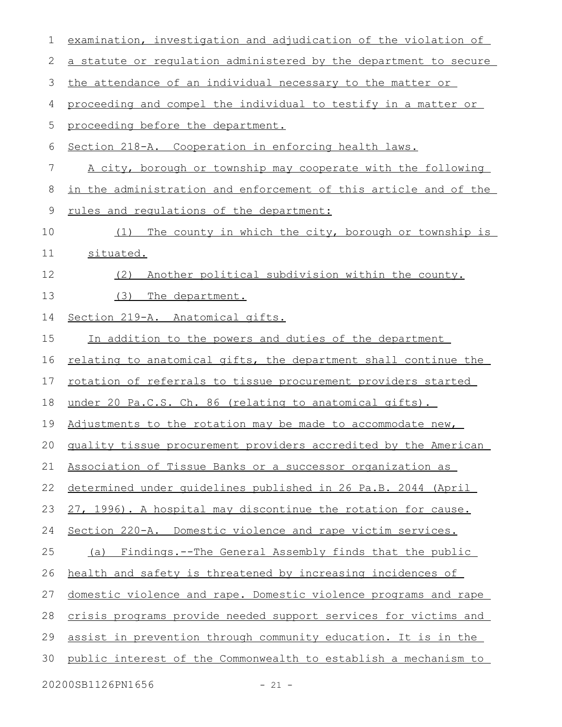examination, investigation and adjudication of the violation of a statute or regulation administered by the department to secure the attendance of an individual necessary to the matter or proceeding and compel the individual to testify in a matter or proceeding before the department.

Section 218-A. Cooperation in enforcing health laws.

A city, borough or township may cooperate with the following in the administration and enforcement of this article and of the rules and regulations of the department:

(1) The county in which the city, borough or township is situated.

(2) Another political subdivision within the county.

(3) The department.

Section 219-A. Anatomical gifts.

In addition to the powers and duties of the department relating to anatomical gifts, the department shall continue the rotation of referrals to tissue procurement providers started under 20 Pa.C.S. Ch. 86 (relating to anatomical gifts). Adjustments to the rotation may be made to accommodate new, quality tissue procurement providers accredited by the American Association of Tissue Banks or a successor organization as determined under guidelines published in 26 Pa.B. 2044 (April 27, 1996). A hospital may discontinue the rotation for cause.

Section 220-A. Domestic violence and rape victim services.

(a) Findings.--The General Assembly finds that the public health and safety is threatened by increasing incidences of domestic violence and rape. Domestic violence programs and rape crisis programs provide needed support services for victims and assist in prevention through community education. It is in the public interest of the Commonwealth to establish a mechanism to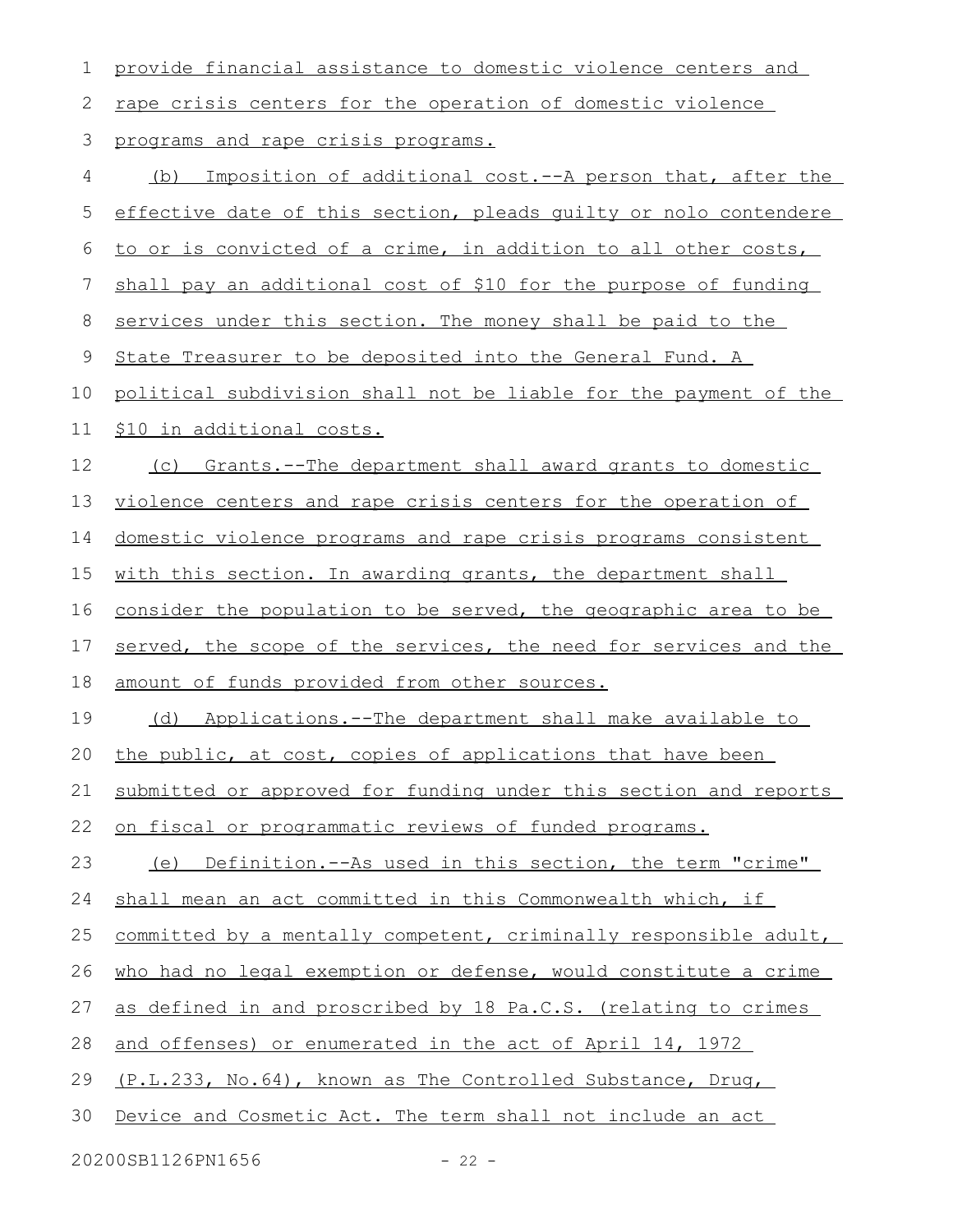provide financial assistance to domestic violence centers and rape crisis centers for the operation of domestic violence programs and rape crisis programs.

(b) Imposition of additional cost.--A person that, after the effective date of this section, pleads guilty or nolo contendere to or is convicted of a crime, in addition to all other costs, shall pay an additional cost of $10 for the purpose of funding services under this section. The money shall be paid to the State Treasurer to be deposited into the General Fund. A political subdivision shall not be liable for the payment of the $10 in additional costs.

(c) Grants.--The department shall award grants to domestic violence centers and rape crisis centers for the operation of domestic violence programs and rape crisis programs consistent with this section. In awarding grants, the department shall consider the population to be served, the geographic area to be served, the scope of the services, the need for services and the amount of funds provided from other sources.

(d) Applications.--The department shall make available to the public, at cost, copies of applications that have been submitted or approved for funding under this section and reports on fiscal or programmatic reviews of funded programs.

(e) Definition.--As used in this section, the term "crime" shall mean an act committed in this Commonwealth which, if committed by a mentally competent, criminally responsible adult, who had no legal exemption or defense, would constitute a crime as defined in and proscribed by 18 Pa.C.S. (relating to crimes and offenses) or enumerated in the act of April 14, 1972 (P.L.233, No.64), known as The Controlled Substance, Drug, Device and Cosmetic Act. The term shall not include an act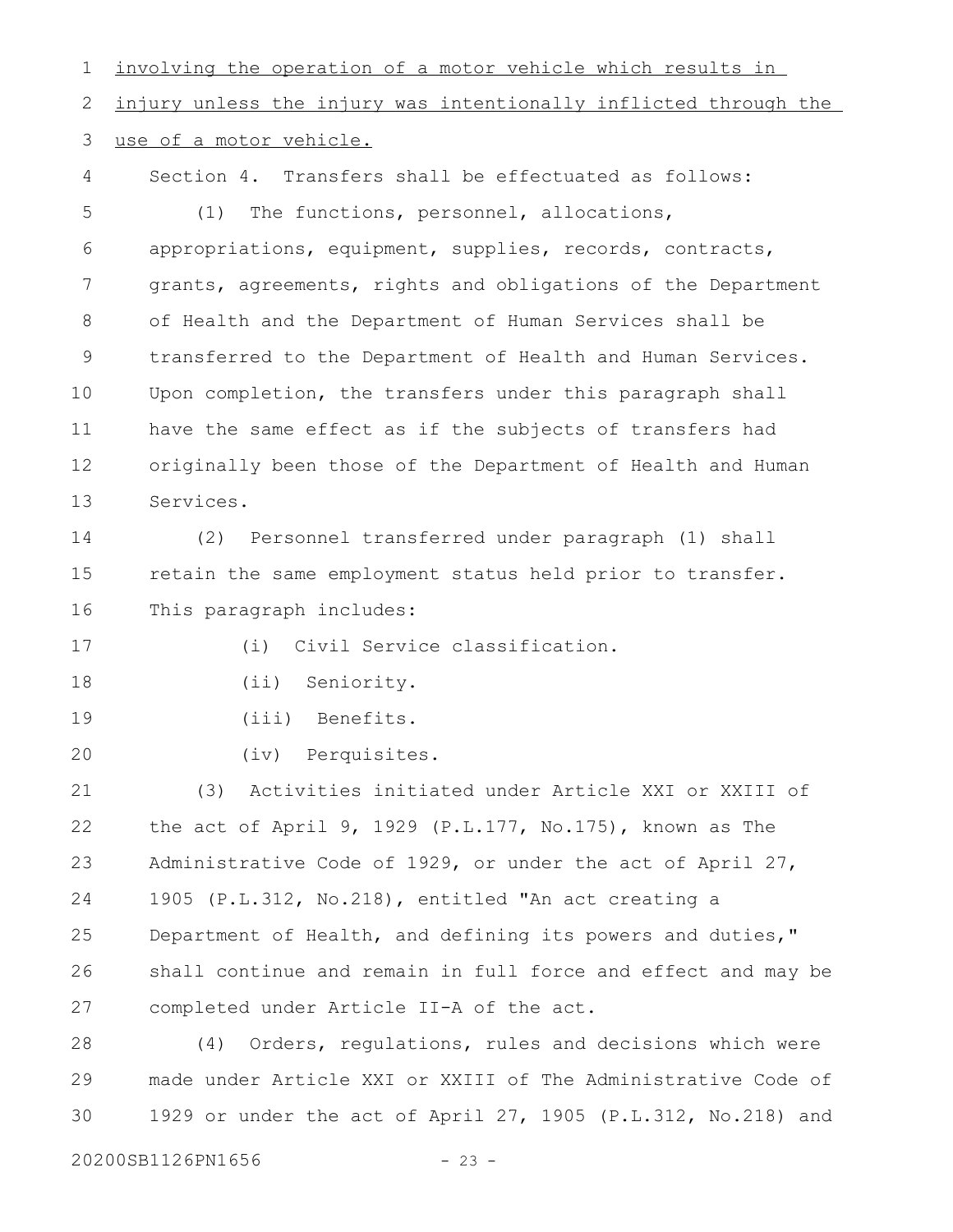involving the operation of a motor vehicle which results in injury unless the injury was intentionally inflicted through the use of a motor vehicle.

Section 4. Transfers shall be effectuated as follows:

(1) The functions, personnel, allocations, appropriations, equipment, supplies, records, contracts, grants, agreements, rights and obligations of the Department of Health and the Department of Human Services shall be transferred to the Department of Health and Human Services. Upon completion, the transfers under this paragraph shall have the same effect as if the subjects of transfers had originally been those of the Department of Health and Human Services.

(2) Personnel transferred under paragraph (1) shall retain the same employment status held prior to transfer. This paragraph includes:

(i) Civil Service classification.

(ii) Seniority.

(iii) Benefits.

(iv) Perquisites.

(3) Activities initiated under Article XXI or XXIII of the act of April 9, 1929 (P.L.177, No.175), known as The Administrative Code of 1929, or under the act of April 27, 1905 (P.L.312, No.218), entitled "An act creating a Department of Health, and defining its powers and duties," shall continue and remain in full force and effect and may be completed under Article II-A of the act.

(4) Orders, regulations, rules and decisions which were made under Article XXI or XXIII of The Administrative Code of 1929 or under the act of April 27, 1905 (P.L.312, No.218) and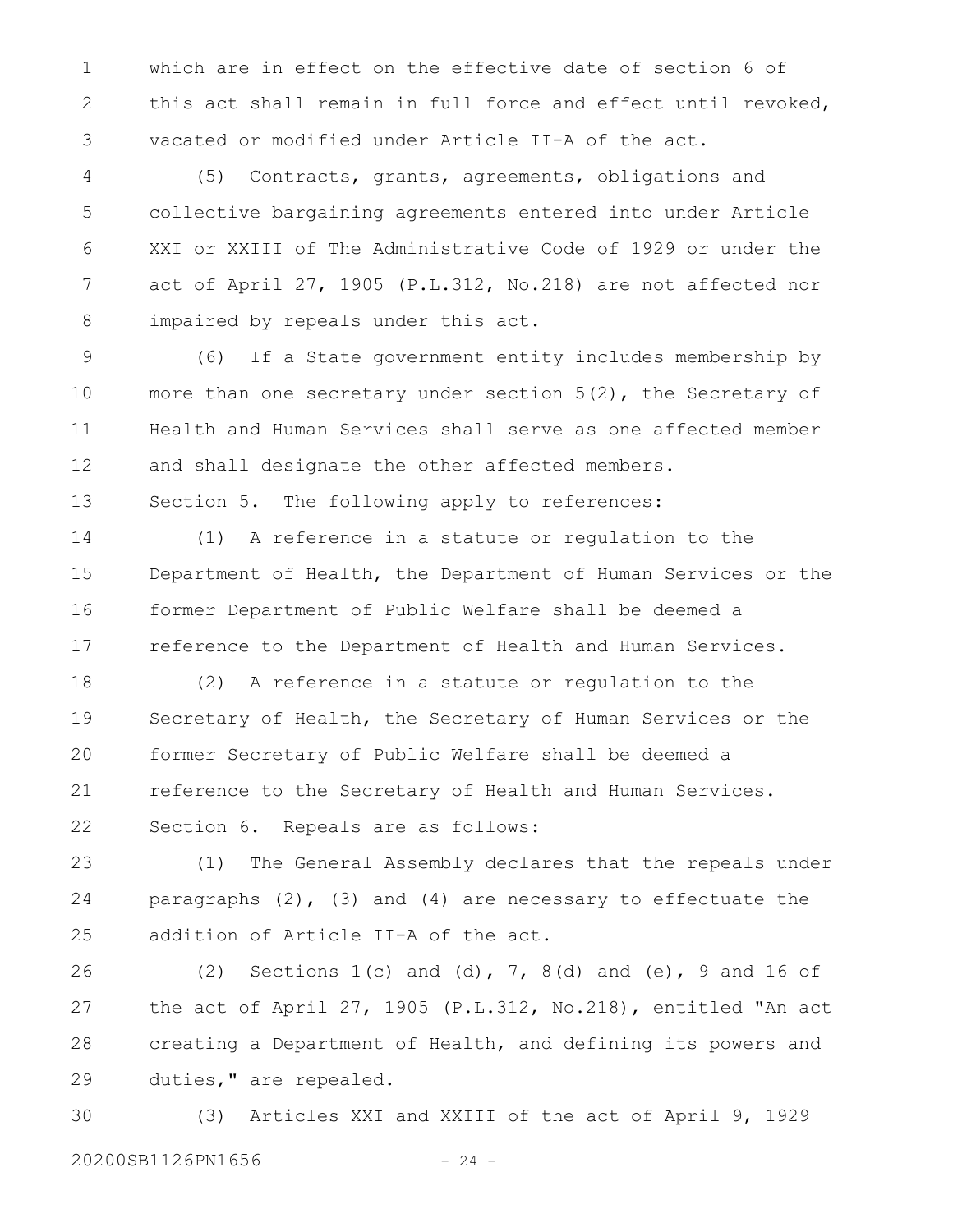which are in effect on the effective date of section 6 of this act shall remain in full force and effect until revoked, vacated or modified under Article II-A of the act.

(5) Contracts, grants, agreements, obligations and collective bargaining agreements entered into under Article XXI or XXIII of The Administrative Code of 1929 or under the act of April 27, 1905 (P.L.312, No.218) are not affected nor impaired by repeals under this act.

(6) If a State government entity includes membership by more than one secretary under section 5(2), the Secretary of Health and Human Services shall serve as one affected member and shall designate the other affected members.

Section 5. The following apply to references:

(1) A reference in a statute or regulation to the Department of Health, the Department of Human Services or the former Department of Public Welfare shall be deemed a reference to the Department of Health and Human Services.

(2) A reference in a statute or regulation to the Secretary of Health, the Secretary of Human Services or the former Secretary of Public Welfare shall be deemed a reference to the Secretary of Health and Human Services.

Section 6. Repeals are as follows:

(1) The General Assembly declares that the repeals under paragraphs (2), (3) and (4) are necessary to effectuate the addition of Article II-A of the act.

(2) Sections 1(c) and (d), 7, 8(d) and (e), 9 and 16 of the act of April 27, 1905 (P.L.312, No.218), entitled "An act creating a Department of Health, and defining its powers and duties," are repealed.

(3) Articles XXI and XXIII of the act of April 9, 1929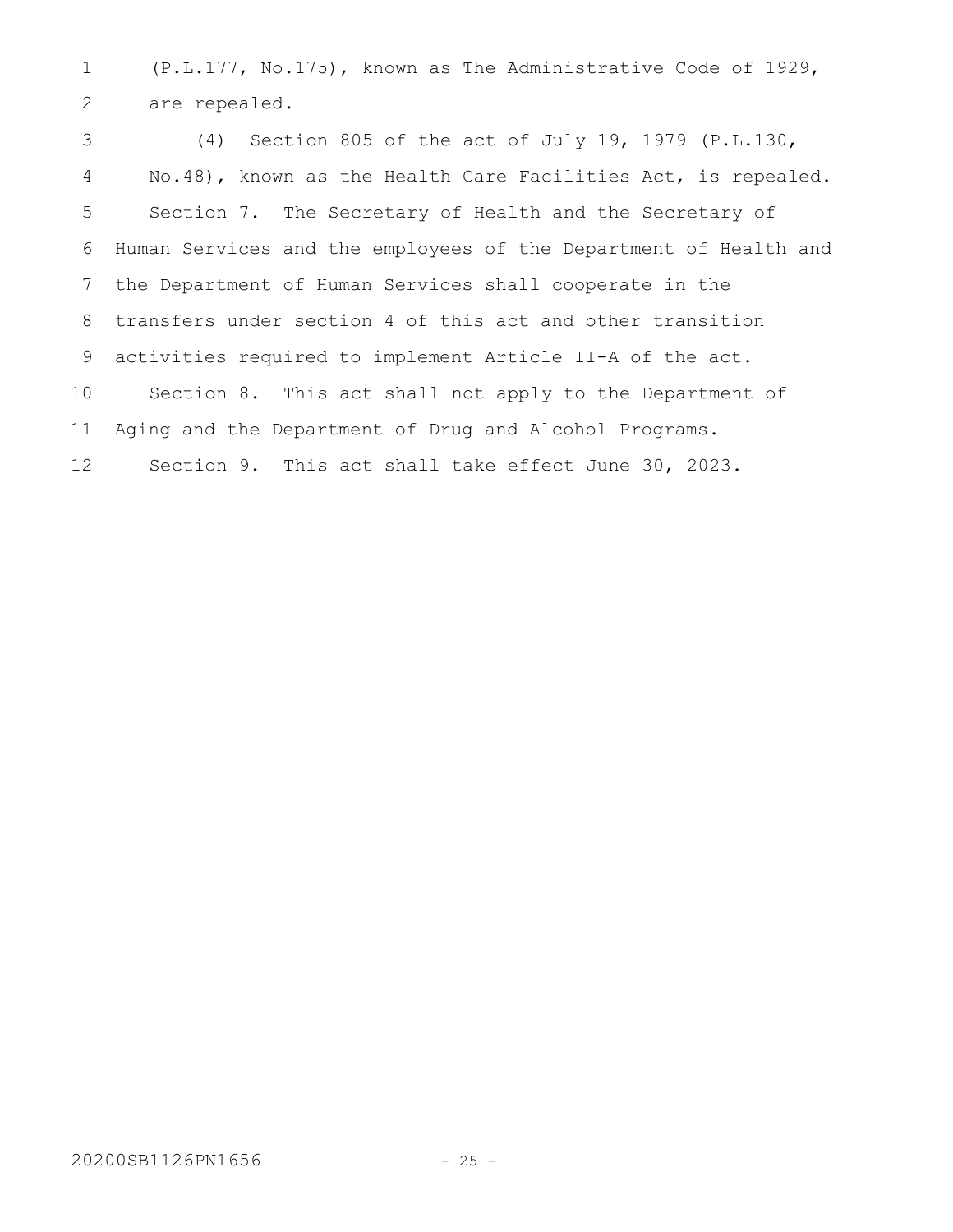(P.L.177, No.175), known as The Administrative Code of 1929, are repealed.

(4) Section 805 of the act of July 19, 1979 (P.L.130, No.48), known as the Health Care Facilities Act, is repealed.

Section 7. The Secretary of Health and the Secretary of Human Services and the employees of the Department of Health and the Department of Human Services shall cooperate in the transfers under section 4 of this act and other transition activities required to implement Article II-A of the act.

Section 8. This act shall not apply to the Department of Aging and the Department of Drug and Alcohol Programs.

Section 9. This act shall take effect June 30, 2023.